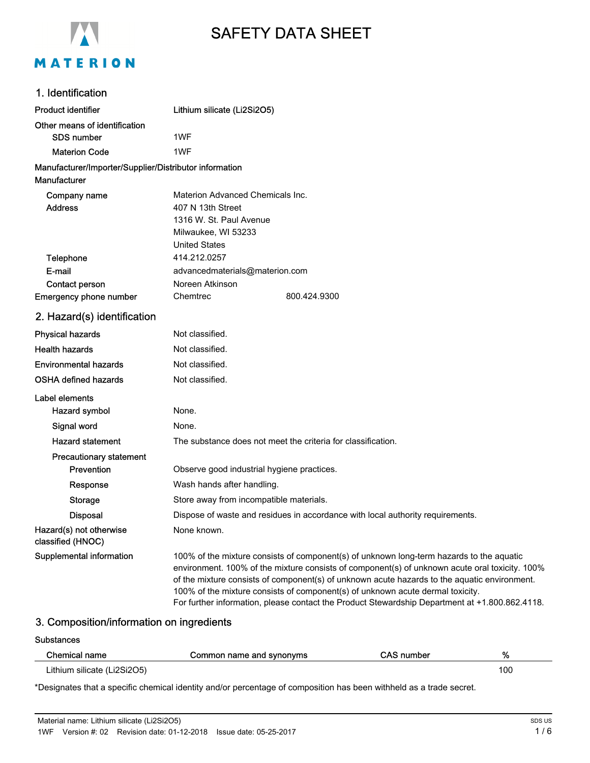MATERION

# SAFETY DATA SHEET

## 1. Identification

**Product identifier** Lithium silicate ($Li_2Si_2O_5$)

**Other means of identification**

- **SDS number** 1WF
- **Materion Code** 1WF

**Manufacturer/Importer/Supplier/Distributor information**

**Manufacturer**

- **Company name** Materion Advanced Chemicals Inc.
- **Address** 407 N 13th Street
  1316 W. St. Paul Avenue
  Milwaukee, WI 53233
  United States
- **Telephone** 414.212.0257
- **E-mail** advancedmaterials@materion.com
- **Contact person** Noreen Atkinson

**Emergency phone number** Chemtrec 800.424.9300

## 2. Hazard(s) identification

**Physical hazards** Not classified.

**Health hazards** Not classified.

**Environmental hazards** Not classified.

**OSHA defined hazards** Not classified.

**Label elements**

- **Hazard symbol** None.
- **Signal word** None.
- **Hazard statement** The substance does not meet the criteria for classification.
- **Precautionary statement**
  - **Prevention** Observe good industrial hygiene practices.
  - **Response** Wash hands after handling.
  - **Storage** Store away from incompatible materials.
  - **Disposal** Dispose of waste and residues in accordance with local authority requirements.

**Hazard(s) not otherwise classified (HNOC)** None known.

**Supplemental information** 100% of the mixture consists of component(s) of unknown long-term hazards to the aquatic environment. 100% of the mixture consists of component(s) of unknown acute oral toxicity. 100% of the mixture consists of component(s) of unknown acute hazards to the aquatic environment. 100% of the mixture consists of component(s) of unknown acute dermal toxicity.
For further information, please contact the Product Stewardship Department at +1.800.862.4118.

## 3. Composition/information on ingredients

**Substances**

| Chemical name | Common name and synonyms | CAS number | % |
|---|---|---|---|
| Lithium silicate ($Li_2Si_2O_5$) | | | 100 |

*Designates that a specific chemical identity and/or percentage of composition has been withheld as a trade secret.

Material name: Lithium silicate ($Li_2Si_2O_5$)
1WF Version #: 02 Revision date: 01-12-2018 Issue date: 05-25-2017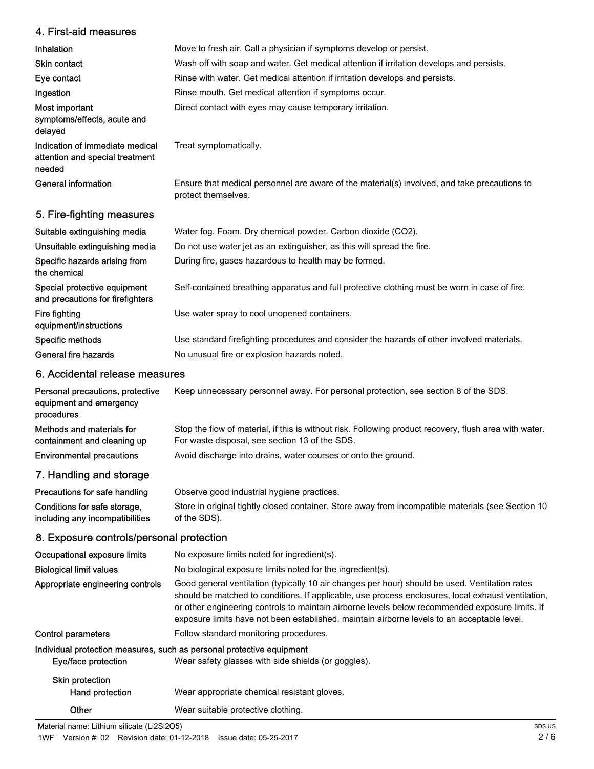## 4. First-aid measures

| | |
|---|---|
| **Inhalation** | Move to fresh air. Call a physician if symptoms develop or persist. |
| **Skin contact** | Wash off with soap and water. Get medical attention if irritation develops and persists. |
| **Eye contact** | Rinse with water. Get medical attention if irritation develops and persists. |
| **Ingestion** | Rinse mouth. Get medical attention if symptoms occur. |
| **Most important symptoms/effects, acute and delayed** | Direct contact with eyes may cause temporary irritation. |
| **Indication of immediate medical attention and special treatment needed** | Treat symptomatically. |
| **General information** | Ensure that medical personnel are aware of the material(s) involved, and take precautions to protect themselves. |

## 5. Fire-fighting measures

| | |
|---|---|
| **Suitable extinguishing media** | Water fog. Foam. Dry chemical powder. Carbon dioxide ($CO_2$). |
| **Unsuitable extinguishing media** | Do not use water jet as an extinguisher, as this will spread the fire. |
| **Specific hazards arising from the chemical** | During fire, gases hazardous to health may be formed. |
| **Special protective equipment and precautions for firefighters** | Self-contained breathing apparatus and full protective clothing must be worn in case of fire. |
| **Fire fighting equipment/instructions** | Use water spray to cool unopened containers. |
| **Specific methods** | Use standard firefighting procedures and consider the hazards of other involved materials. |
| **General fire hazards** | No unusual fire or explosion hazards noted. |

## 6. Accidental release measures

| | |
|---|---|
| **Personal precautions, protective equipment and emergency procedures** | Keep unnecessary personnel away. For personal protection, see section 8 of the SDS. |
| **Methods and materials for containment and cleaning up** | Stop the flow of material, if this is without risk. Following product recovery, flush area with water. For waste disposal, see section 13 of the SDS. |
| **Environmental precautions** | Avoid discharge into drains, water courses or onto the ground. |

## 7. Handling and storage

| | |
|---|---|
| **Precautions for safe handling** | Observe good industrial hygiene practices. |
| **Conditions for safe storage, including any incompatibilities** | Store in original tightly closed container. Store away from incompatible materials (see Section 10 of the SDS). |

## 8. Exposure controls/personal protection

| | |
|---|---|
| **Occupational exposure limits** | No exposure limits noted for ingredient(s). |
| **Biological limit values** | No biological exposure limits noted for the ingredient(s). |
| **Appropriate engineering controls** | Good general ventilation (typically 10 air changes per hour) should be used. Ventilation rates should be matched to conditions. If applicable, use process enclosures, local exhaust ventilation, or other engineering controls to maintain airborne levels below recommended exposure limits. If exposure limits have not been established, maintain airborne levels to an acceptable level. |
| **Control parameters** | Follow standard monitoring procedures. |

**Individual protection measures, such as personal protective equipment**

| | |
|---|---|
| **Eye/face protection** | Wear safety glasses with side shields (or goggles). |
| **Skin protection** | |
| **Hand protection** | Wear appropriate chemical resistant gloves. |
| **Other** | Wear suitable protective clothing. |

Material name: Lithium silicate ($Li_2Si_2O_5$)

1WF Version #: 02 Revision date: 01-12-2018 Issue date: 05-25-2017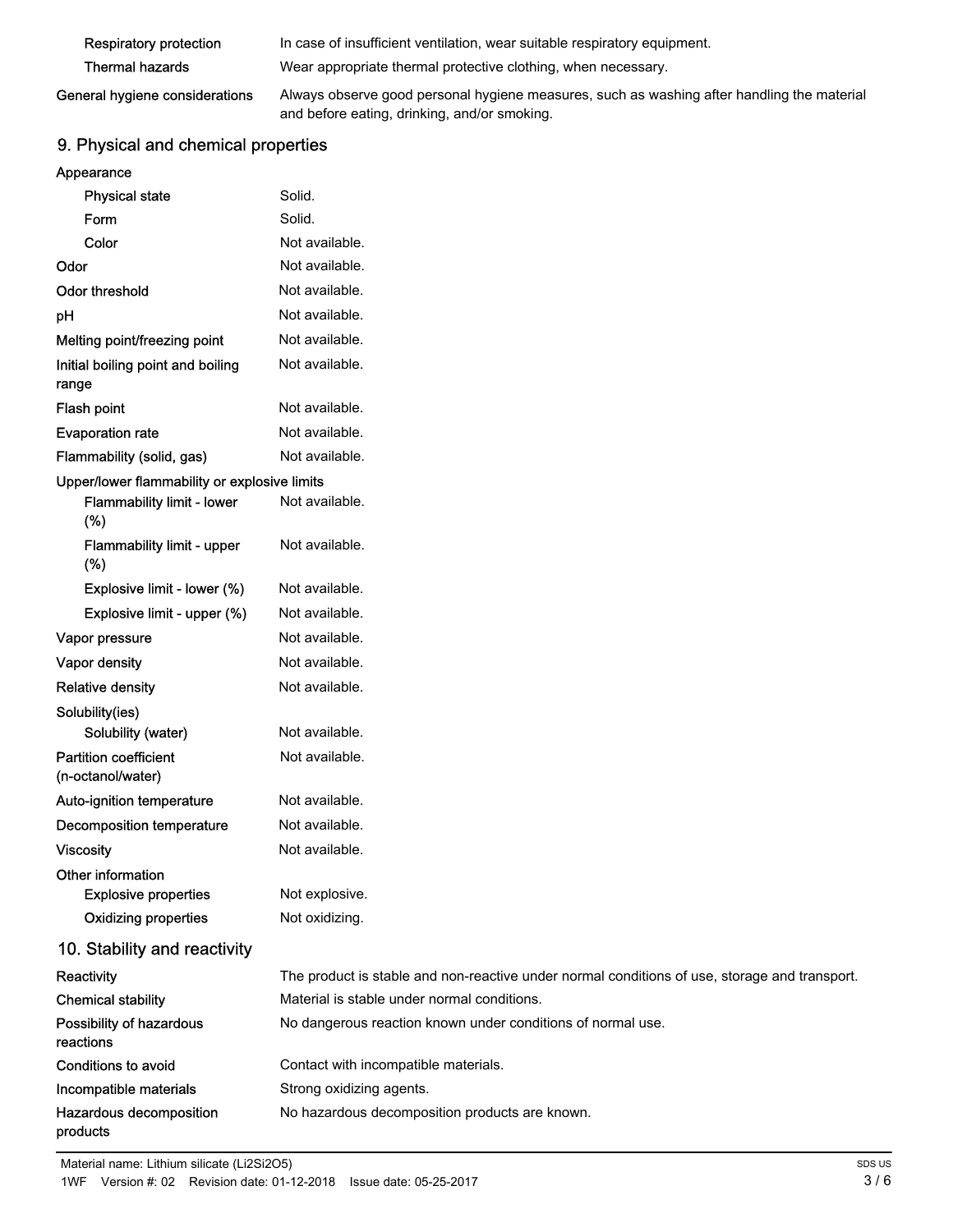| | |
|---|---|
| Respiratory protection | In case of insufficient ventilation, wear suitable respiratory equipment. |
| Thermal hazards | Wear appropriate thermal protective clothing, when necessary. |
| **General hygiene considerations** | Always observe good personal hygiene measures, such as washing after handling the material and before eating, drinking, and/or smoking. |

## 9. Physical and chemical properties

| | |
|---|---|
| **Appearance** | |
| Physical state | Solid. |
| Form | Solid. |
| Color | Not available. |
| **Odor** | Not available. |
| **Odor threshold** | Not available. |
| **pH** | Not available. |
| **Melting point/freezing point** | Not available. |
| **Initial boiling point and boiling range** | Not available. |
| **Flash point** | Not available. |
| **Evaporation rate** | Not available. |
| **Flammability (solid, gas)** | Not available. |
| **Upper/lower flammability or explosive limits** | |
| Flammability limit - lower (%) | Not available. |
| Flammability limit - upper (%) | Not available. |
| Explosive limit - lower (%) | Not available. |
| Explosive limit - upper (%) | Not available. |
| **Vapor pressure** | Not available. |
| **Vapor density** | Not available. |
| **Relative density** | Not available. |
| **Solubility(ies)** | |
| Solubility (water) | Not available. |
| **Partition coefficient (n-octanol/water)** | Not available. |
| **Auto-ignition temperature** | Not available. |
| **Decomposition temperature** | Not available. |
| **Viscosity** | Not available. |
| **Other information** | |
| Explosive properties | Not explosive. |
| Oxidizing properties | Not oxidizing. |

## 10. Stability and reactivity

| | |
|---|---|
| **Reactivity** | The product is stable and non-reactive under normal conditions of use, storage and transport. |
| **Chemical stability** | Material is stable under normal conditions. |
| **Possibility of hazardous reactions** | No dangerous reaction known under conditions of normal use. |
| **Conditions to avoid** | Contact with incompatible materials. |
| **Incompatible materials** | Strong oxidizing agents. |
| **Hazardous decomposition products** | No hazardous decomposition products are known. |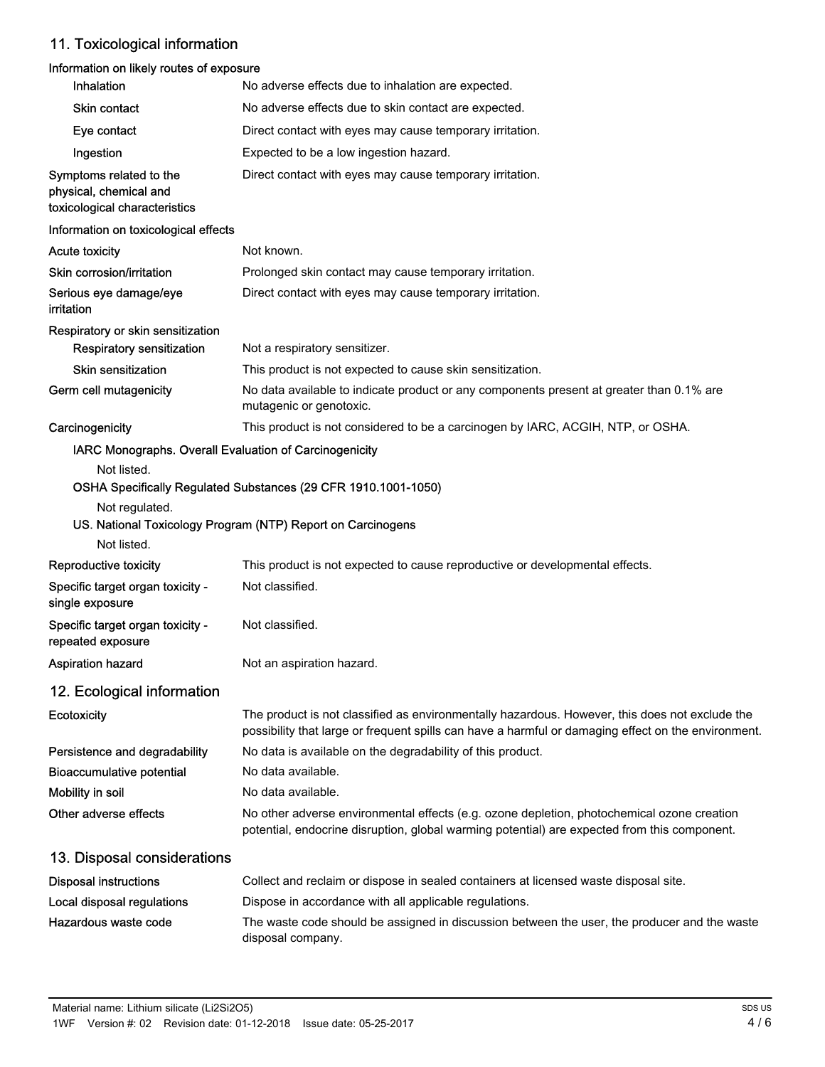## 11. Toxicological information

**Information on likely routes of exposure**

| | |
|---|---|
| **Inhalation** | No adverse effects due to inhalation are expected. |
| **Skin contact** | No adverse effects due to skin contact are expected. |
| **Eye contact** | Direct contact with eyes may cause temporary irritation. |
| **Ingestion** | Expected to be a low ingestion hazard. |
| **Symptoms related to the physical, chemical and toxicological characteristics** | Direct contact with eyes may cause temporary irritation. |

**Information on toxicological effects**

| | |
|---|---|
| **Acute toxicity** | Not known. |
| **Skin corrosion/irritation** | Prolonged skin contact may cause temporary irritation. |
| **Serious eye damage/eye irritation** | Direct contact with eyes may cause temporary irritation. |

**Respiratory or skin sensitization**

| | |
|---|---|
| **Respiratory sensitization** | Not a respiratory sensitizer. |
| **Skin sensitization** | This product is not expected to cause skin sensitization. |
| **Germ cell mutagenicity** | No data available to indicate product or any components present at greater than 0.1% are mutagenic or genotoxic. |
| **Carcinogenicity** | This product is not considered to be a carcinogen by IARC, ACGIH, NTP, or OSHA. |

**IARC Monographs. Overall Evaluation of Carcinogenicity**

Not listed.

**OSHA Specifically Regulated Substances (29 CFR 1910.1001-1050)**

Not regulated.

**US. National Toxicology Program (NTP) Report on Carcinogens**

Not listed.

| | |
|---|---|
| **Reproductive toxicity** | This product is not expected to cause reproductive or developmental effects. |
| **Specific target organ toxicity - single exposure** | Not classified. |
| **Specific target organ toxicity - repeated exposure** | Not classified. |
| **Aspiration hazard** | Not an aspiration hazard. |

## 12. Ecological information

| | |
|---|---|
| **Ecotoxicity** | The product is not classified as environmentally hazardous. However, this does not exclude the possibility that large or frequent spills can have a harmful or damaging effect on the environment. |
| **Persistence and degradability** | No data is available on the degradability of this product. |
| **Bioaccumulative potential** | No data available. |
| **Mobility in soil** | No data available. |
| **Other adverse effects** | No other adverse environmental effects (e.g. ozone depletion, photochemical ozone creation potential, endocrine disruption, global warming potential) are expected from this component. |

## 13. Disposal considerations

| | |
|---|---|
| **Disposal instructions** | Collect and reclaim or dispose in sealed containers at licensed waste disposal site. |
| **Local disposal regulations** | Dispose in accordance with all applicable regulations. |
| **Hazardous waste code** | The waste code should be assigned in discussion between the user, the producer and the waste disposal company. |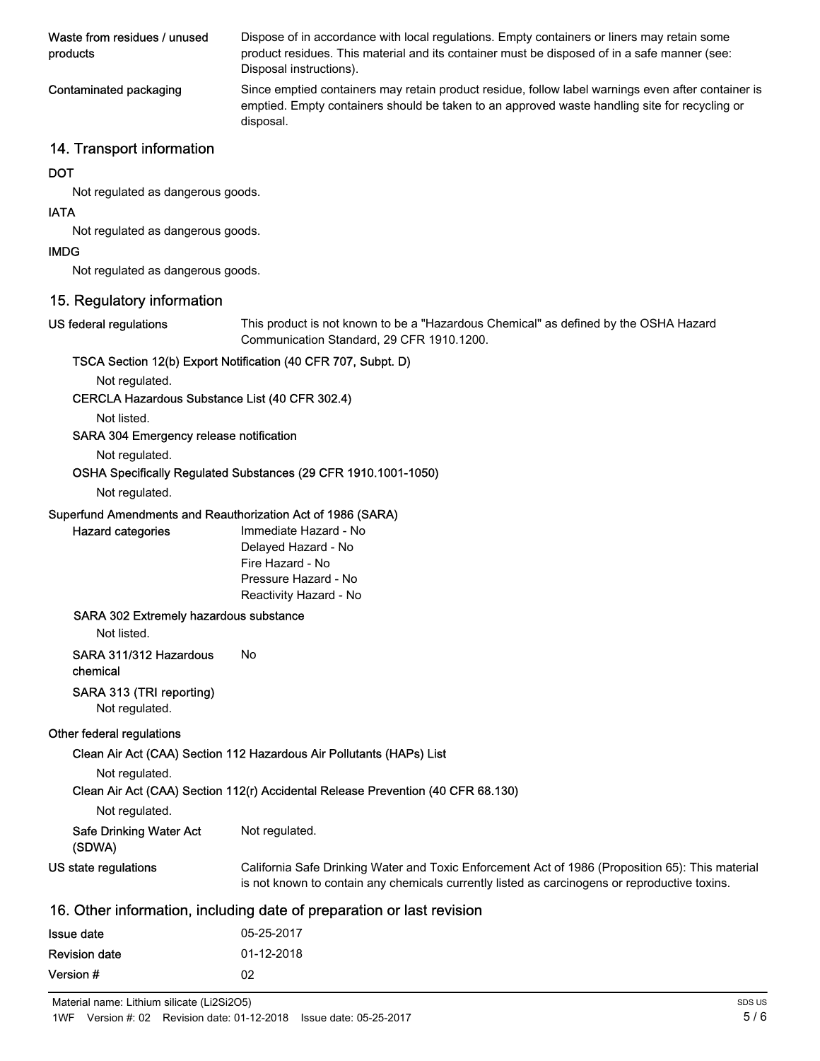| | |
|---|---|
| **Waste from residues / unused products** | Dispose of in accordance with local regulations. Empty containers or liners may retain some product residues. This material and its container must be disposed of in a safe manner (see: Disposal instructions). |
| **Contaminated packaging** | Since emptied containers may retain product residue, follow label warnings even after container is emptied. Empty containers should be taken to an approved waste handling site for recycling or disposal. |

## 14. Transport information

**DOT**

Not regulated as dangerous goods.

**IATA**

Not regulated as dangerous goods.

**IMDG**

Not regulated as dangerous goods.

## 15. Regulatory information

**US federal regulations** This product is not known to be a "Hazardous Chemical" as defined by the OSHA Hazard Communication Standard, 29 CFR 1910.1200.

**TSCA Section 12(b) Export Notification (40 CFR 707, Subpt. D)**

Not regulated.

**CERCLA Hazardous Substance List (40 CFR 302.4)**

Not listed.

**SARA 304 Emergency release notification**

Not regulated.

**OSHA Specifically Regulated Substances (29 CFR 1910.1001-1050)**

Not regulated.

**Superfund Amendments and Reauthorization Act of 1986 (SARA)**

**Hazard categories**
Immediate Hazard - No
Delayed Hazard - No
Fire Hazard - No
Pressure Hazard - No
Reactivity Hazard - No

**SARA 302 Extremely hazardous substance**

Not listed.

**SARA 311/312 Hazardous chemical** No

**SARA 313 (TRI reporting)**

Not regulated.

**Other federal regulations**

**Clean Air Act (CAA) Section 112 Hazardous Air Pollutants (HAPs) List**

Not regulated.

**Clean Air Act (CAA) Section 112(r) Accidental Release Prevention (40 CFR 68.130)**

Not regulated.

**Safe Drinking Water Act (SDWA)** Not regulated.

**US state regulations** California Safe Drinking Water and Toxic Enforcement Act of 1986 (Proposition 65): This material is not known to contain any chemicals currently listed as carcinogens or reproductive toxins.

## 16. Other information, including date of preparation or last revision

| | |
|---|---|
| **Issue date** | 05-25-2017 |
| **Revision date** | 01-12-2018 |
| **Version #** | 02 |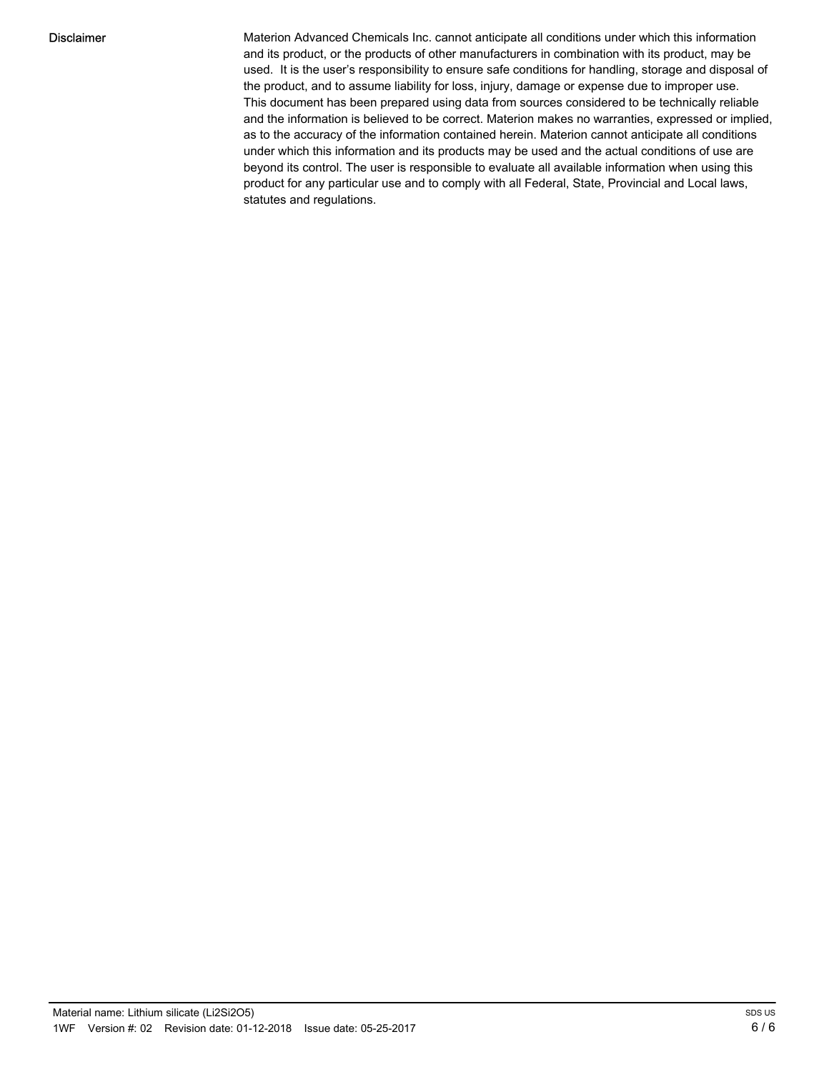**Disclaimer**

Materion Advanced Chemicals Inc. cannot anticipate all conditions under which this information and its product, or the products of other manufacturers in combination with its product, may be used. It is the user's responsibility to ensure safe conditions for handling, storage and disposal of the product, and to assume liability for loss, injury, damage or expense due to improper use. This document has been prepared using data from sources considered to be technically reliable and the information is believed to be correct. Materion makes no warranties, expressed or implied, as to the accuracy of the information contained herein. Materion cannot anticipate all conditions under which this information and its products may be used and the actual conditions of use are beyond its control. The user is responsible to evaluate all available information when using this product for any particular use and to comply with all Federal, State, Provincial and Local laws, statutes and regulations.